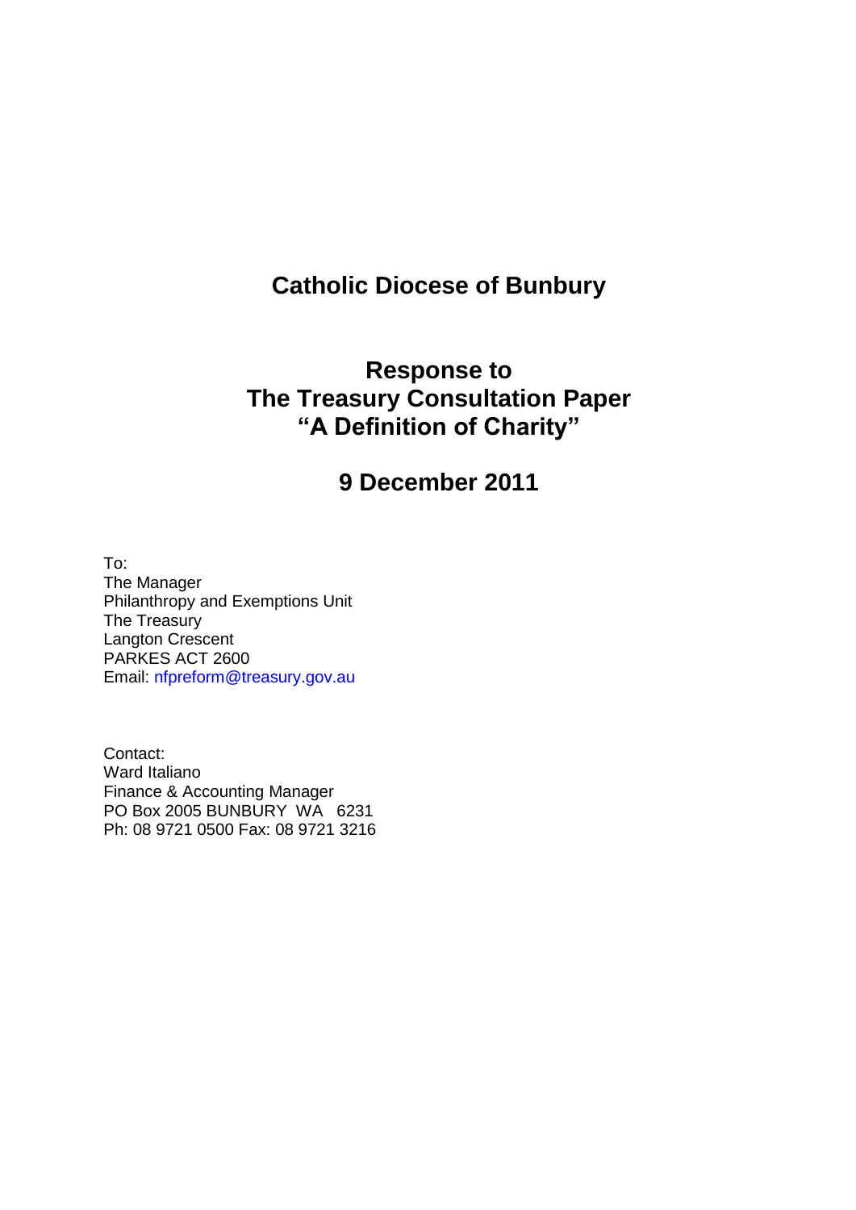# Catholic Diocese of Bunbury

## Response to The Treasury Consultation Paper "A Definition of Charity"

## 9 December 2011

To:
The Manager
Philanthropy and Exemptions Unit
The Treasury
Langton Crescent
PARKES ACT 2600
Email: nfpreform@treasury.gov.au

Contact:
Ward Italiano
Finance & Accounting Manager
PO Box 2005 BUNBURY WA 6231
Ph: 08 9721 0500 Fax: 08 9721 3216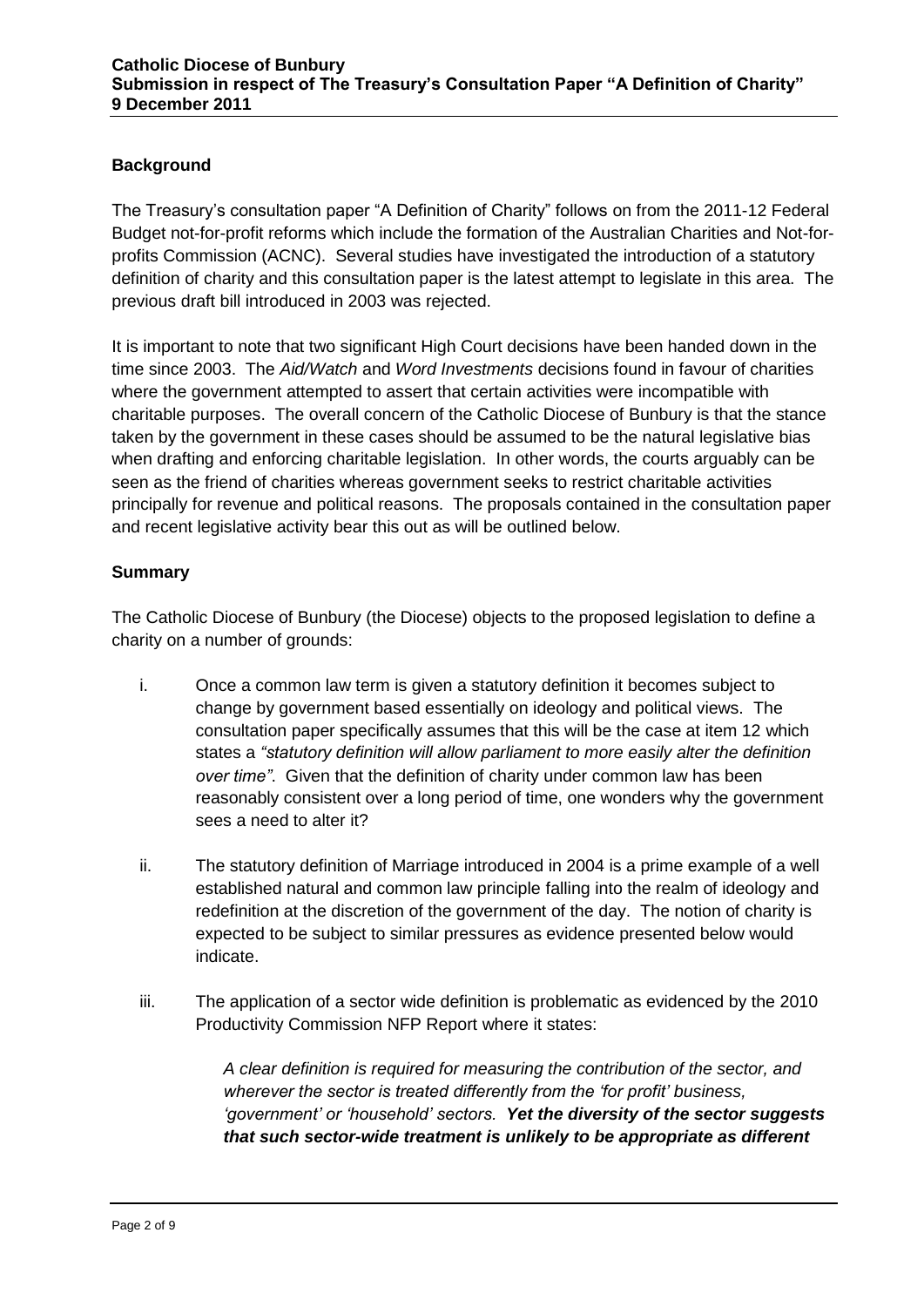## Background

The Treasury's consultation paper "A Definition of Charity" follows on from the 2011-12 Federal Budget not-for-profit reforms which include the formation of the Australian Charities and Not-for-profits Commission (ACNC). Several studies have investigated the introduction of a statutory definition of charity and this consultation paper is the latest attempt to legislate in this area. The previous draft bill introduced in 2003 was rejected.

It is important to note that two significant High Court decisions have been handed down in the time since 2003. The *Aid/Watch* and *Word Investments* decisions found in favour of charities where the government attempted to assert that certain activities were incompatible with charitable purposes. The overall concern of the Catholic Diocese of Bunbury is that the stance taken by the government in these cases should be assumed to be the natural legislative bias when drafting and enforcing charitable legislation. In other words, the courts arguably can be seen as the friend of charities whereas government seeks to restrict charitable activities principally for revenue and political reasons. The proposals contained in the consultation paper and recent legislative activity bear this out as will be outlined below.

## Summary

The Catholic Diocese of Bunbury (the Diocese) objects to the proposed legislation to define a charity on a number of grounds:

i. Once a common law term is given a statutory definition it becomes subject to change by government based essentially on ideology and political views. The consultation paper specifically assumes that this will be the case at item 12 which states a *"statutory definition will allow parliament to more easily alter the definition over time"*. Given that the definition of charity under common law has been reasonably consistent over a long period of time, one wonders why the government sees a need to alter it?

ii. The statutory definition of Marriage introduced in 2004 is a prime example of a well established natural and common law principle falling into the realm of ideology and redefinition at the discretion of the government of the day. The notion of charity is expected to be subject to similar pressures as evidence presented below would indicate.

iii. The application of a sector wide definition is problematic as evidenced by the 2010 Productivity Commission NFP Report where it states:

> *A clear definition is required for measuring the contribution of the sector, and wherever the sector is treated differently from the 'for profit' business, 'government' or 'household' sectors.* ***Yet the diversity of the sector suggests that such sector-wide treatment is unlikely to be appropriate as different***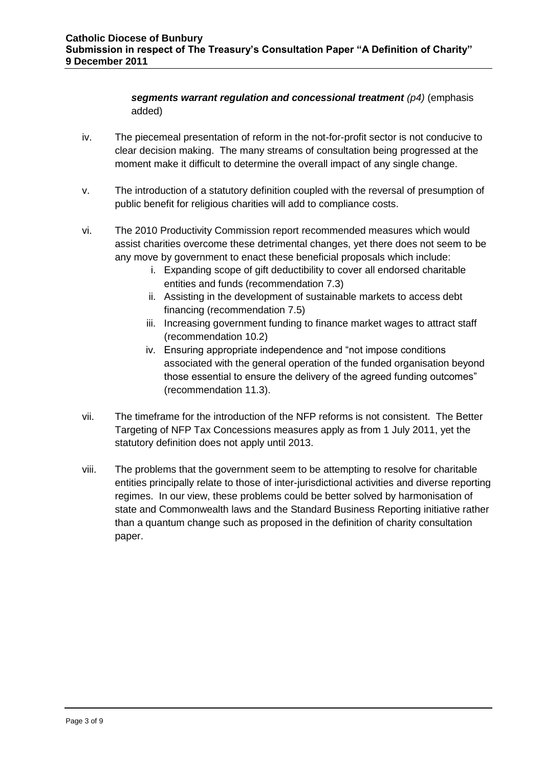***segments warrant regulation and concessional treatment*** *(p4)* (emphasis added)

iv. The piecemeal presentation of reform in the not-for-profit sector is not conducive to clear decision making. The many streams of consultation being progressed at the moment make it difficult to determine the overall impact of any single change.

v. The introduction of a statutory definition coupled with the reversal of presumption of public benefit for religious charities will add to compliance costs.

vi. The 2010 Productivity Commission report recommended measures which would assist charities overcome these detrimental changes, yet there does not seem to be any move by government to enact these beneficial proposals which include:

   i. Expanding scope of gift deductibility to cover all endorsed charitable entities and funds (recommendation 7.3)
   ii. Assisting in the development of sustainable markets to access debt financing (recommendation 7.5)
   iii. Increasing government funding to finance market wages to attract staff (recommendation 10.2)
   iv. Ensuring appropriate independence and "not impose conditions associated with the general operation of the funded organisation beyond those essential to ensure the delivery of the agreed funding outcomes" (recommendation 11.3).

vii. The timeframe for the introduction of the NFP reforms is not consistent. The Better Targeting of NFP Tax Concessions measures apply as from 1 July 2011, yet the statutory definition does not apply until 2013.

viii. The problems that the government seem to be attempting to resolve for charitable entities principally relate to those of inter-jurisdictional activities and diverse reporting regimes. In our view, these problems could be better solved by harmonisation of state and Commonwealth laws and the Standard Business Reporting initiative rather than a quantum change such as proposed in the definition of charity consultation paper.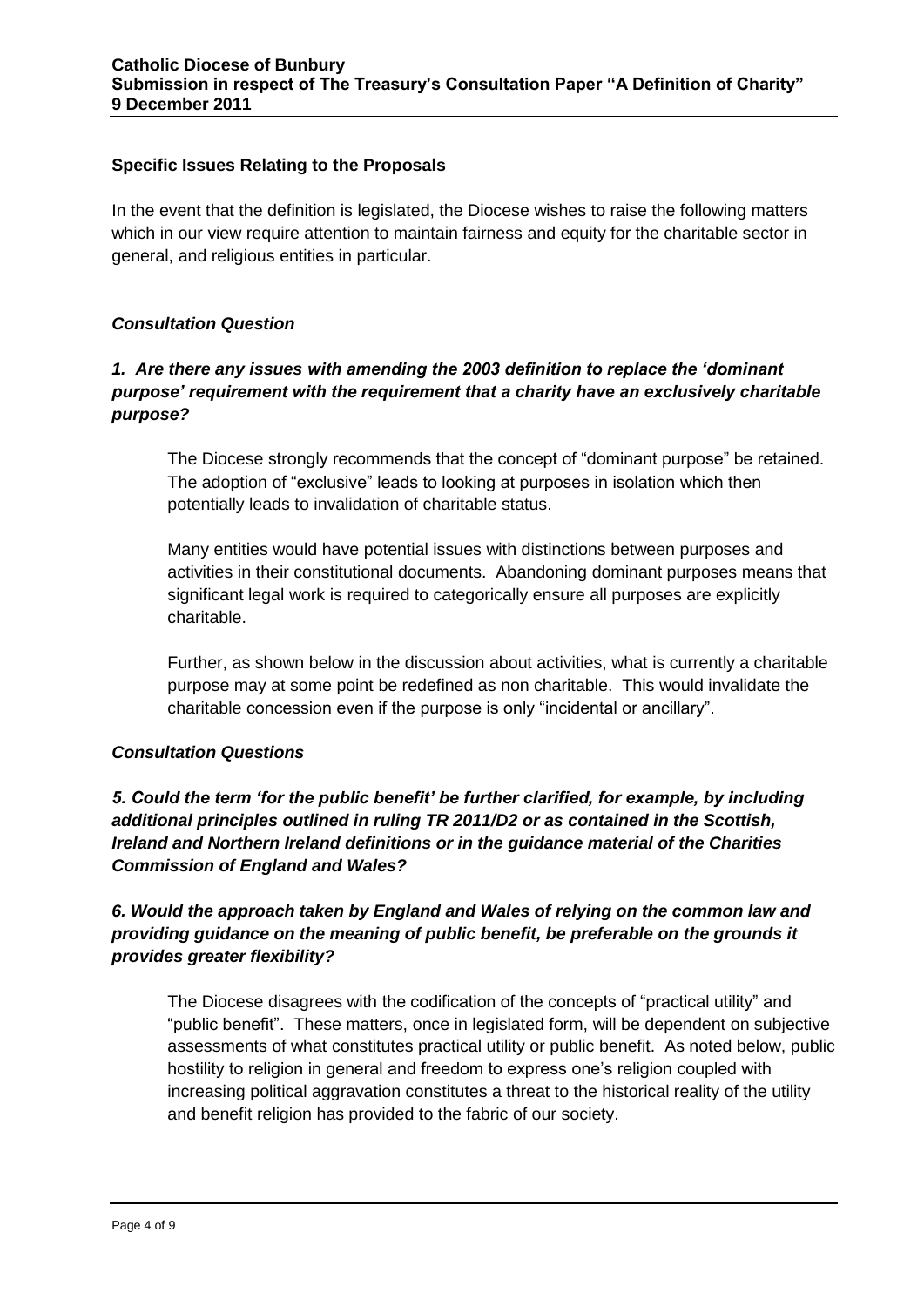### Specific Issues Relating to the Proposals

In the event that the definition is legislated, the Diocese wishes to raise the following matters which in our view require attention to maintain fairness and equity for the charitable sector in general, and religious entities in particular.

#### *Consultation Question*

***1. Are there any issues with amending the 2003 definition to replace the 'dominant purpose' requirement with the requirement that a charity have an exclusively charitable purpose?***

The Diocese strongly recommends that the concept of "dominant purpose" be retained. The adoption of "exclusive" leads to looking at purposes in isolation which then potentially leads to invalidation of charitable status.

Many entities would have potential issues with distinctions between purposes and activities in their constitutional documents. Abandoning dominant purposes means that significant legal work is required to categorically ensure all purposes are explicitly charitable.

Further, as shown below in the discussion about activities, what is currently a charitable purpose may at some point be redefined as non charitable. This would invalidate the charitable concession even if the purpose is only "incidental or ancillary".

#### *Consultation Questions*

***5. Could the term 'for the public benefit' be further clarified, for example, by including additional principles outlined in ruling TR 2011/D2 or as contained in the Scottish, Ireland and Northern Ireland definitions or in the guidance material of the Charities Commission of England and Wales?***

***6. Would the approach taken by England and Wales of relying on the common law and providing guidance on the meaning of public benefit, be preferable on the grounds it provides greater flexibility?***

The Diocese disagrees with the codification of the concepts of "practical utility" and "public benefit". These matters, once in legislated form, will be dependent on subjective assessments of what constitutes practical utility or public benefit. As noted below, public hostility to religion in general and freedom to express one's religion coupled with increasing political aggravation constitutes a threat to the historical reality of the utility and benefit religion has provided to the fabric of our society.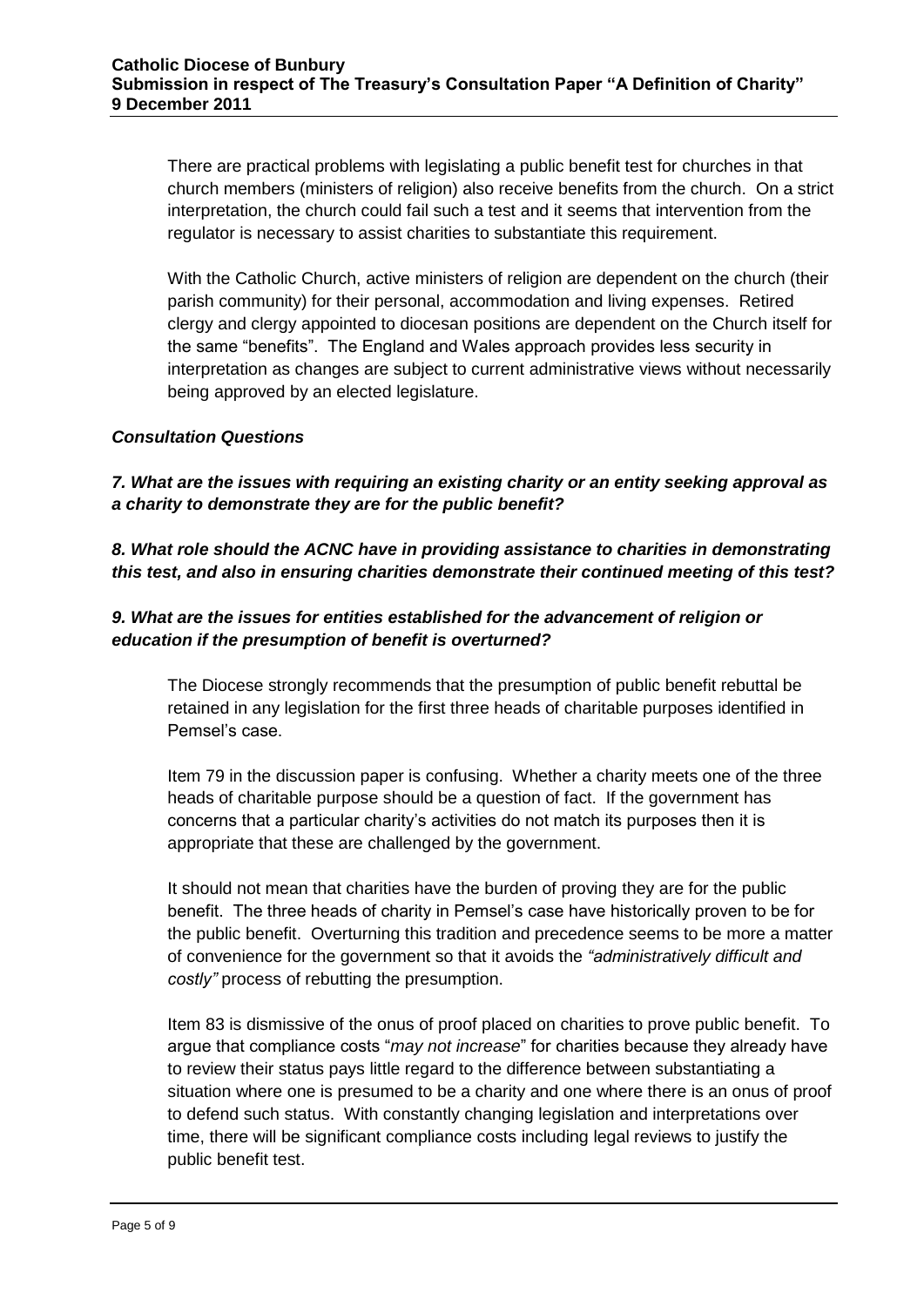There are practical problems with legislating a public benefit test for churches in that church members (ministers of religion) also receive benefits from the church. On a strict interpretation, the church could fail such a test and it seems that intervention from the regulator is necessary to assist charities to substantiate this requirement.

With the Catholic Church, active ministers of religion are dependent on the church (their parish community) for their personal, accommodation and living expenses. Retired clergy and clergy appointed to diocesan positions are dependent on the Church itself for the same "benefits". The England and Wales approach provides less security in interpretation as changes are subject to current administrative views without necessarily being approved by an elected legislature.

***Consultation Questions***

***7. What are the issues with requiring an existing charity or an entity seeking approval as a charity to demonstrate they are for the public benefit?***

***8. What role should the ACNC have in providing assistance to charities in demonstrating this test, and also in ensuring charities demonstrate their continued meeting of this test?***

***9. What are the issues for entities established for the advancement of religion or education if the presumption of benefit is overturned?***

The Diocese strongly recommends that the presumption of public benefit rebuttal be retained in any legislation for the first three heads of charitable purposes identified in Pemsel's case.

Item 79 in the discussion paper is confusing. Whether a charity meets one of the three heads of charitable purpose should be a question of fact. If the government has concerns that a particular charity's activities do not match its purposes then it is appropriate that these are challenged by the government.

It should not mean that charities have the burden of proving they are for the public benefit. The three heads of charity in Pemsel's case have historically proven to be for the public benefit. Overturning this tradition and precedence seems to be more a matter of convenience for the government so that it avoids the *"administratively difficult and costly"* process of rebutting the presumption.

Item 83 is dismissive of the onus of proof placed on charities to prove public benefit. To argue that compliance costs "*may not increase*" for charities because they already have to review their status pays little regard to the difference between substantiating a situation where one is presumed to be a charity and one where there is an onus of proof to defend such status. With constantly changing legislation and interpretations over time, there will be significant compliance costs including legal reviews to justify the public benefit test.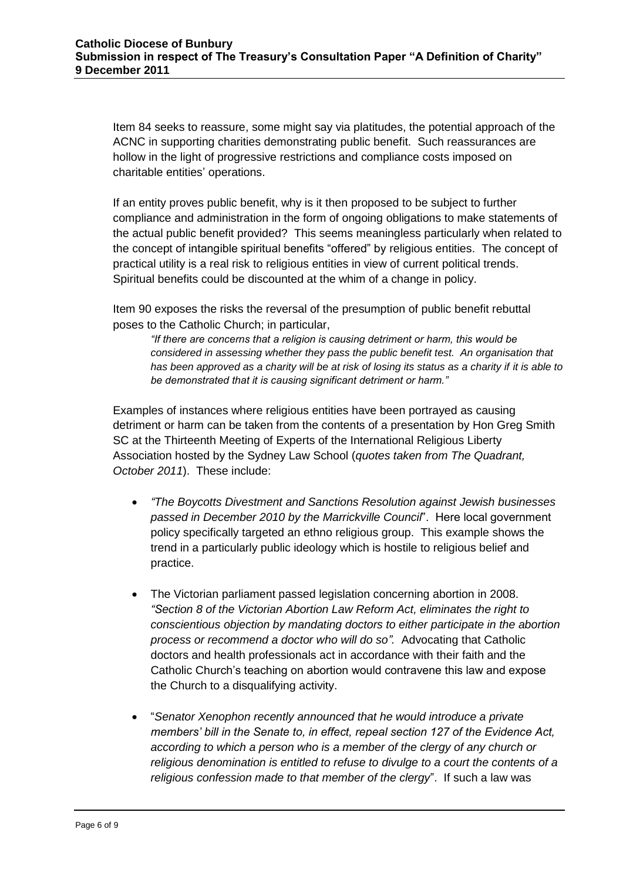Item 84 seeks to reassure, some might say via platitudes, the potential approach of the ACNC in supporting charities demonstrating public benefit. Such reassurances are hollow in the light of progressive restrictions and compliance costs imposed on charitable entities' operations.

If an entity proves public benefit, why is it then proposed to be subject to further compliance and administration in the form of ongoing obligations to make statements of the actual public benefit provided? This seems meaningless particularly when related to the concept of intangible spiritual benefits "offered" by religious entities. The concept of practical utility is a real risk to religious entities in view of current political trends. Spiritual benefits could be discounted at the whim of a change in policy.

Item 90 exposes the risks the reversal of the presumption of public benefit rebuttal poses to the Catholic Church; in particular,

> *"If there are concerns that a religion is causing detriment or harm, this would be considered in assessing whether they pass the public benefit test. An organisation that has been approved as a charity will be at risk of losing its status as a charity if it is able to be demonstrated that it is causing significant detriment or harm."*

Examples of instances where religious entities have been portrayed as causing detriment or harm can be taken from the contents of a presentation by Hon Greg Smith SC at the Thirteenth Meeting of Experts of the International Religious Liberty Association hosted by the Sydney Law School (*quotes taken from The Quadrant, October 2011*). These include:

- *"The Boycotts Divestment and Sanctions Resolution against Jewish businesses passed in December 2010 by the Marrickville Council*". Here local government policy specifically targeted an ethno religious group. This example shows the trend in a particularly public ideology which is hostile to religious belief and practice.

- The Victorian parliament passed legislation concerning abortion in 2008. *"Section 8 of the Victorian Abortion Law Reform Act, eliminates the right to conscientious objection by mandating doctors to either participate in the abortion process or recommend a doctor who will do so".* Advocating that Catholic doctors and health professionals act in accordance with their faith and the Catholic Church's teaching on abortion would contravene this law and expose the Church to a disqualifying activity.

- "*Senator Xenophon recently announced that he would introduce a private members' bill in the Senate to, in effect, repeal section 127 of the Evidence Act, according to which a person who is a member of the clergy of any church or religious denomination is entitled to refuse to divulge to a court the contents of a religious confession made to that member of the clergy*". If such a law was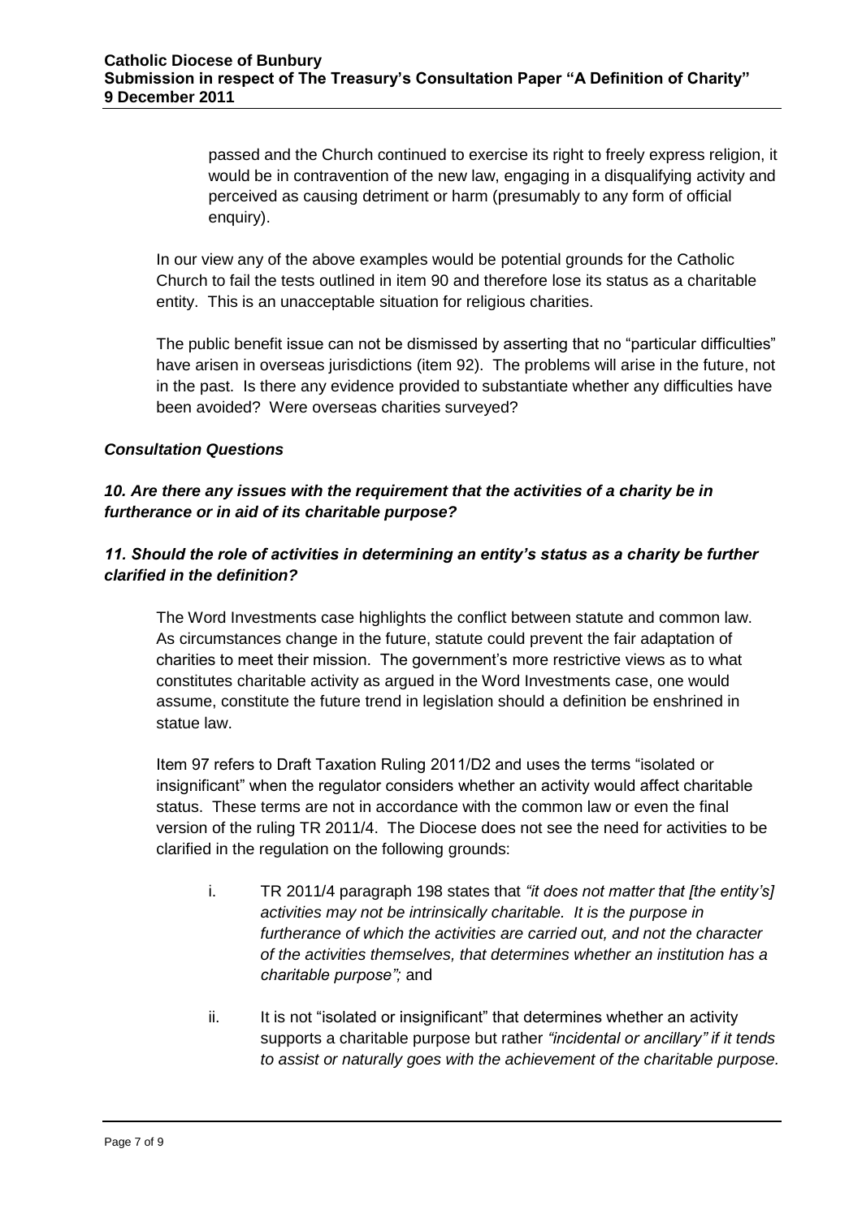passed and the Church continued to exercise its right to freely express religion, it would be in contravention of the new law, engaging in a disqualifying activity and perceived as causing detriment or harm (presumably to any form of official enquiry).

In our view any of the above examples would be potential grounds for the Catholic Church to fail the tests outlined in item 90 and therefore lose its status as a charitable entity. This is an unacceptable situation for religious charities.

The public benefit issue can not be dismissed by asserting that no "particular difficulties" have arisen in overseas jurisdictions (item 92). The problems will arise in the future, not in the past. Is there any evidence provided to substantiate whether any difficulties have been avoided? Were overseas charities surveyed?

### *Consultation Questions*

#### *10. Are there any issues with the requirement that the activities of a charity be in furtherance or in aid of its charitable purpose?*

#### *11. Should the role of activities in determining an entity's status as a charity be further clarified in the definition?*

The Word Investments case highlights the conflict between statute and common law. As circumstances change in the future, statute could prevent the fair adaptation of charities to meet their mission. The government's more restrictive views as to what constitutes charitable activity as argued in the Word Investments case, one would assume, constitute the future trend in legislation should a definition be enshrined in statue law.

Item 97 refers to Draft Taxation Ruling 2011/D2 and uses the terms "isolated or insignificant" when the regulator considers whether an activity would affect charitable status. These terms are not in accordance with the common law or even the final version of the ruling TR 2011/4. The Diocese does not see the need for activities to be clarified in the regulation on the following grounds:

i. TR 2011/4 paragraph 198 states that *"it does not matter that [the entity's] activities may not be intrinsically charitable. It is the purpose in furtherance of which the activities are carried out, and not the character of the activities themselves, that determines whether an institution has a charitable purpose";* and

ii. It is not "isolated or insignificant" that determines whether an activity supports a charitable purpose but rather *"incidental or ancillary" if it tends to assist or naturally goes with the achievement of the charitable purpose.*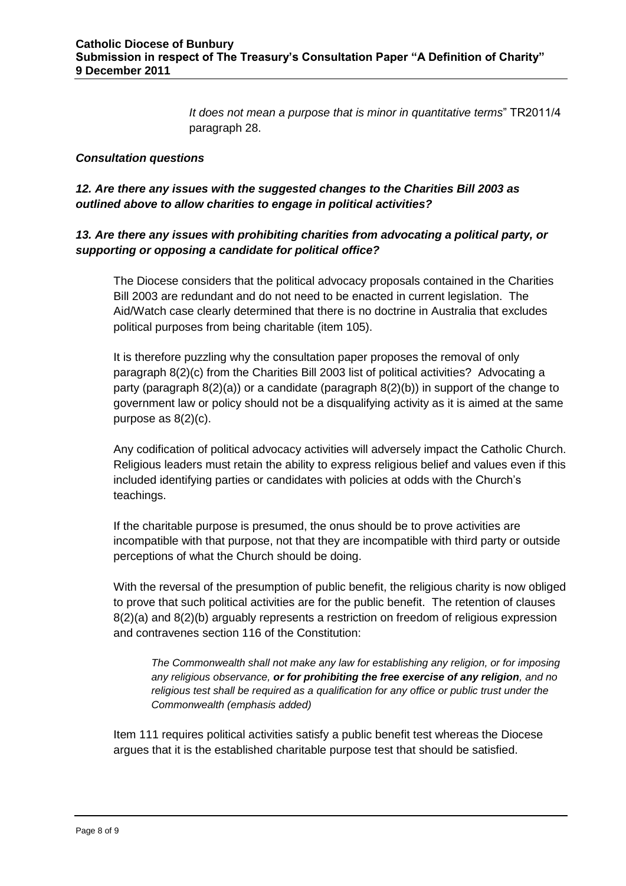*It does not mean a purpose that is minor in quantitative terms*" TR2011/4 paragraph 28.

### *Consultation questions*

***12. Are there any issues with the suggested changes to the Charities Bill 2003 as outlined above to allow charities to engage in political activities?***

***13. Are there any issues with prohibiting charities from advocating a political party, or supporting or opposing a candidate for political office?***

The Diocese considers that the political advocacy proposals contained in the Charities Bill 2003 are redundant and do not need to be enacted in current legislation. The Aid/Watch case clearly determined that there is no doctrine in Australia that excludes political purposes from being charitable (item 105).

It is therefore puzzling why the consultation paper proposes the removal of only paragraph 8(2)(c) from the Charities Bill 2003 list of political activities? Advocating a party (paragraph 8(2)(a)) or a candidate (paragraph 8(2)(b)) in support of the change to government law or policy should not be a disqualifying activity as it is aimed at the same purpose as 8(2)(c).

Any codification of political advocacy activities will adversely impact the Catholic Church. Religious leaders must retain the ability to express religious belief and values even if this included identifying parties or candidates with policies at odds with the Church's teachings.

If the charitable purpose is presumed, the onus should be to prove activities are incompatible with that purpose, not that they are incompatible with third party or outside perceptions of what the Church should be doing.

With the reversal of the presumption of public benefit, the religious charity is now obliged to prove that such political activities are for the public benefit. The retention of clauses 8(2)(a) and 8(2)(b) arguably represents a restriction on freedom of religious expression and contravenes section 116 of the Constitution:

> *The Commonwealth shall not make any law for establishing any religion, or for imposing any religious observance, **or for prohibiting the free exercise of any religion**, and no religious test shall be required as a qualification for any office or public trust under the Commonwealth (emphasis added)*

Item 111 requires political activities satisfy a public benefit test whereas the Diocese argues that it is the established charitable purpose test that should be satisfied.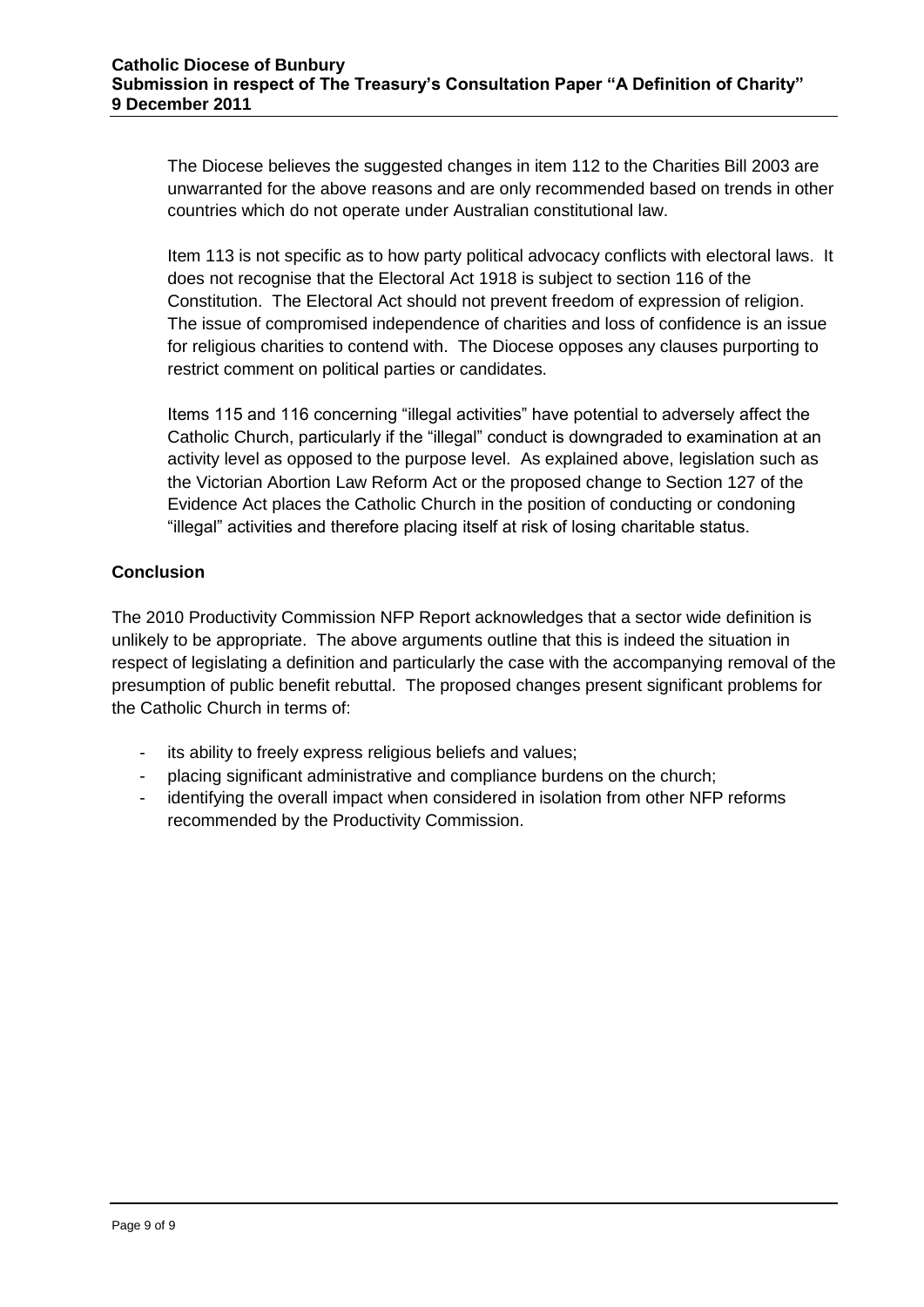The Diocese believes the suggested changes in item 112 to the Charities Bill 2003 are unwarranted for the above reasons and are only recommended based on trends in other countries which do not operate under Australian constitutional law.

Item 113 is not specific as to how party political advocacy conflicts with electoral laws. It does not recognise that the Electoral Act 1918 is subject to section 116 of the Constitution. The Electoral Act should not prevent freedom of expression of religion. The issue of compromised independence of charities and loss of confidence is an issue for religious charities to contend with. The Diocese opposes any clauses purporting to restrict comment on political parties or candidates.

Items 115 and 116 concerning "illegal activities" have potential to adversely affect the Catholic Church, particularly if the "illegal" conduct is downgraded to examination at an activity level as opposed to the purpose level. As explained above, legislation such as the Victorian Abortion Law Reform Act or the proposed change to Section 127 of the Evidence Act places the Catholic Church in the position of conducting or condoning "illegal" activities and therefore placing itself at risk of losing charitable status.

**Conclusion**

The 2010 Productivity Commission NFP Report acknowledges that a sector wide definition is unlikely to be appropriate. The above arguments outline that this is indeed the situation in respect of legislating a definition and particularly the case with the accompanying removal of the presumption of public benefit rebuttal. The proposed changes present significant problems for the Catholic Church in terms of:

- its ability to freely express religious beliefs and values;
- placing significant administrative and compliance burdens on the church;
- identifying the overall impact when considered in isolation from other NFP reforms recommended by the Productivity Commission.